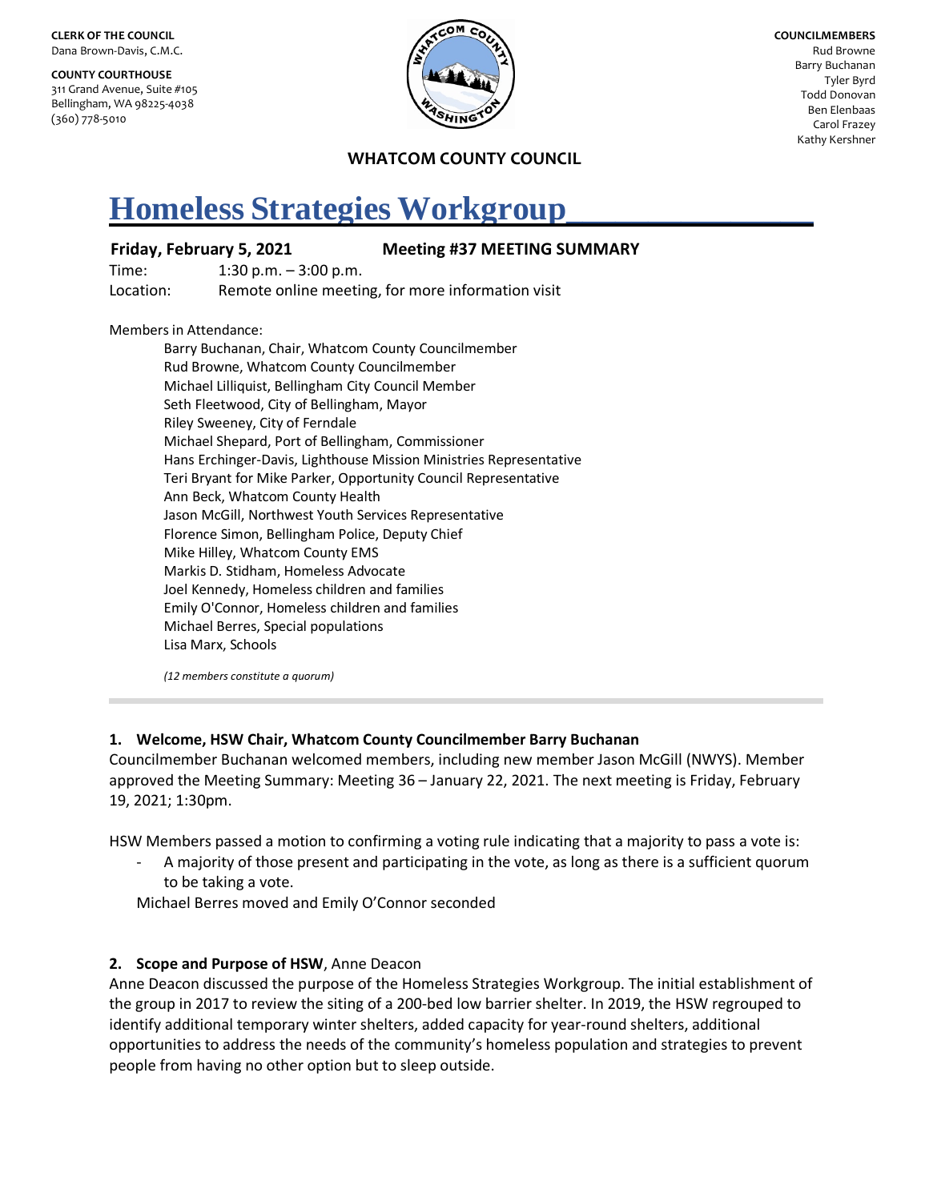**CLERK OF THE COUNCIL**
Dana Brown-Davis, C.M.C.

**COUNTY COURTHOUSE**
311 Grand Avenue, Suite #105
Bellingham, WA 98225-4038
(360) 778-5010

**COUNCILMEMBERS**
Rud Browne
Barry Buchanan
Tyler Byrd
Todd Donovan
Ben Elenbaas
Carol Frazey
Kathy Kershner

**WHATCOM COUNTY COUNCIL**

# Homeless Strategies Workgroup

**Friday, February 5, 2021** **Meeting #37 MEETING SUMMARY**

Time: 1:30 p.m. – 3:00 p.m.
Location: Remote online meeting, for more information visit

Members in Attendance:

- Barry Buchanan, Chair, Whatcom County Councilmember
- Rud Browne, Whatcom County Councilmember
- Michael Lilliquist, Bellingham City Council Member
- Seth Fleetwood, City of Bellingham, Mayor
- Riley Sweeney, City of Ferndale
- Michael Shepard, Port of Bellingham, Commissioner
- Hans Erchinger-Davis, Lighthouse Mission Ministries Representative
- Teri Bryant for Mike Parker, Opportunity Council Representative
- Ann Beck, Whatcom County Health
- Jason McGill, Northwest Youth Services Representative
- Florence Simon, Bellingham Police, Deputy Chief
- Mike Hilley, Whatcom County EMS
- Markis D. Stidham, Homeless Advocate
- Joel Kennedy, Homeless children and families
- Emily O'Connor, Homeless children and families
- Michael Berres, Special populations
- Lisa Marx, Schools

*(12 members constitute a quorum)*

---

**1. Welcome, HSW Chair, Whatcom County Councilmember Barry Buchanan**

Councilmember Buchanan welcomed members, including new member Jason McGill (NWYS). Member approved the Meeting Summary: Meeting 36 – January 22, 2021. The next meeting is Friday, February 19, 2021; 1:30pm.

HSW Members passed a motion to confirming a voting rule indicating that a majority to pass a vote is:

- A majority of those present and participating in the vote, as long as there is a sufficient quorum to be taking a vote.

Michael Berres moved and Emily O'Connor seconded

**2. Scope and Purpose of HSW**, Anne Deacon

Anne Deacon discussed the purpose of the Homeless Strategies Workgroup. The initial establishment of the group in 2017 to review the siting of a 200-bed low barrier shelter. In 2019, the HSW regrouped to identify additional temporary winter shelters, added capacity for year-round shelters, additional opportunities to address the needs of the community's homeless population and strategies to prevent people from having no other option but to sleep outside.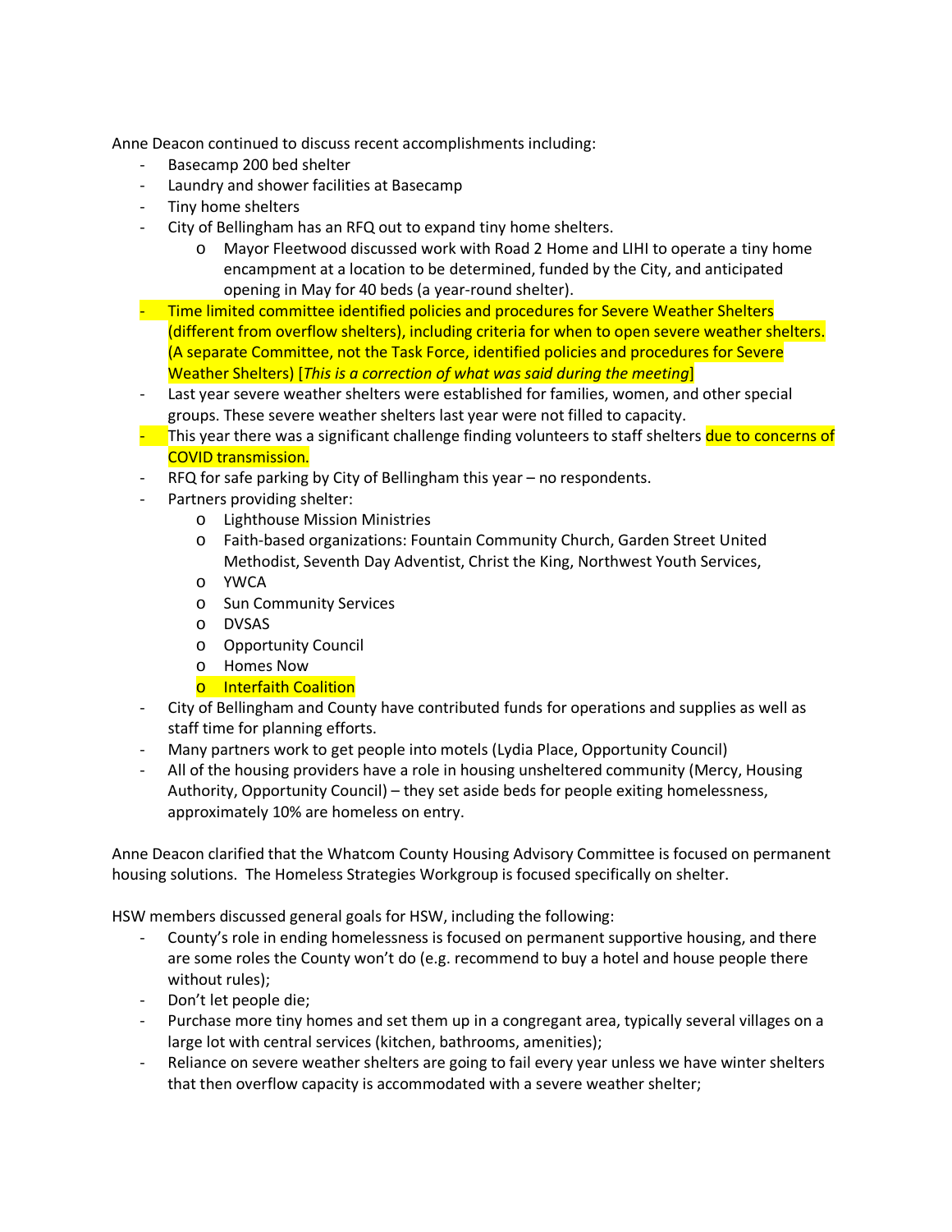Anne Deacon continued to discuss recent accomplishments including:

- Basecamp 200 bed shelter
- Laundry and shower facilities at Basecamp
- Tiny home shelters
- City of Bellingham has an RFQ out to expand tiny home shelters.
    - Mayor Fleetwood discussed work with Road 2 Home and LIHI to operate a tiny home encampment at a location to be determined, funded by the City, and anticipated opening in May for 40 beds (a year-round shelter).
- Time limited committee identified policies and procedures for Severe Weather Shelters (different from overflow shelters), including criteria for when to open severe weather shelters. (A separate Committee, not the Task Force, identified policies and procedures for Severe Weather Shelters) [*This is a correction of what was said during the meeting*]
- Last year severe weather shelters were established for families, women, and other special groups. These severe weather shelters last year were not filled to capacity.
- This year there was a significant challenge finding volunteers to staff shelters due to concerns of COVID transmission.
- RFQ for safe parking by City of Bellingham this year – no respondents.
- Partners providing shelter:
    - Lighthouse Mission Ministries
    - Faith-based organizations: Fountain Community Church, Garden Street United Methodist, Seventh Day Adventist, Christ the King, Northwest Youth Services,
    - YWCA
    - Sun Community Services
    - DVSAS
    - Opportunity Council
    - Homes Now
    - Interfaith Coalition
- City of Bellingham and County have contributed funds for operations and supplies as well as staff time for planning efforts.
- Many partners work to get people into motels (Lydia Place, Opportunity Council)
- All of the housing providers have a role in housing unsheltered community (Mercy, Housing Authority, Opportunity Council) – they set aside beds for people exiting homelessness, approximately 10% are homeless on entry.

Anne Deacon clarified that the Whatcom County Housing Advisory Committee is focused on permanent housing solutions. The Homeless Strategies Workgroup is focused specifically on shelter.

HSW members discussed general goals for HSW, including the following:

- County's role in ending homelessness is focused on permanent supportive housing, and there are some roles the County won't do (e.g. recommend to buy a hotel and house people there without rules);
- Don't let people die;
- Purchase more tiny homes and set them up in a congregant area, typically several villages on a large lot with central services (kitchen, bathrooms, amenities);
- Reliance on severe weather shelters are going to fail every year unless we have winter shelters that then overflow capacity is accommodated with a severe weather shelter;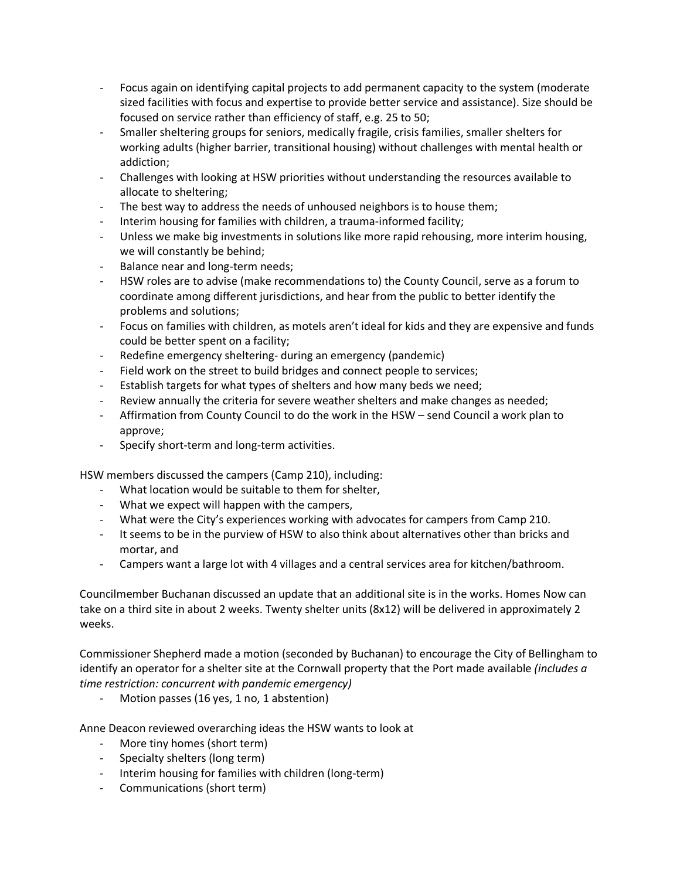- Focus again on identifying capital projects to add permanent capacity to the system (moderate sized facilities with focus and expertise to provide better service and assistance). Size should be focused on service rather than efficiency of staff, e.g. 25 to 50;
- Smaller sheltering groups for seniors, medically fragile, crisis families, smaller shelters for working adults (higher barrier, transitional housing) without challenges with mental health or addiction;
- Challenges with looking at HSW priorities without understanding the resources available to allocate to sheltering;
- The best way to address the needs of unhoused neighbors is to house them;
- Interim housing for families with children, a trauma-informed facility;
- Unless we make big investments in solutions like more rapid rehousing, more interim housing, we will constantly be behind;
- Balance near and long-term needs;
- HSW roles are to advise (make recommendations to) the County Council, serve as a forum to coordinate among different jurisdictions, and hear from the public to better identify the problems and solutions;
- Focus on families with children, as motels aren't ideal for kids and they are expensive and funds could be better spent on a facility;
- Redefine emergency sheltering- during an emergency (pandemic)
- Field work on the street to build bridges and connect people to services;
- Establish targets for what types of shelters and how many beds we need;
- Review annually the criteria for severe weather shelters and make changes as needed;
- Affirmation from County Council to do the work in the HSW – send Council a work plan to approve;
- Specify short-term and long-term activities.

HSW members discussed the campers (Camp 210), including:

- What location would be suitable to them for shelter,
- What we expect will happen with the campers,
- What were the City's experiences working with advocates for campers from Camp 210.
- It seems to be in the purview of HSW to also think about alternatives other than bricks and mortar, and
- Campers want a large lot with 4 villages and a central services area for kitchen/bathroom.

Councilmember Buchanan discussed an update that an additional site is in the works. Homes Now can take on a third site in about 2 weeks. Twenty shelter units (8x12) will be delivered in approximately 2 weeks.

Commissioner Shepherd made a motion (seconded by Buchanan) to encourage the City of Bellingham to identify an operator for a shelter site at the Cornwall property that the Port made available *(includes a time restriction: concurrent with pandemic emergency)*

- Motion passes (16 yes, 1 no, 1 abstention)

Anne Deacon reviewed overarching ideas the HSW wants to look at

- More tiny homes (short term)
- Specialty shelters (long term)
- Interim housing for families with children (long-term)
- Communications (short term)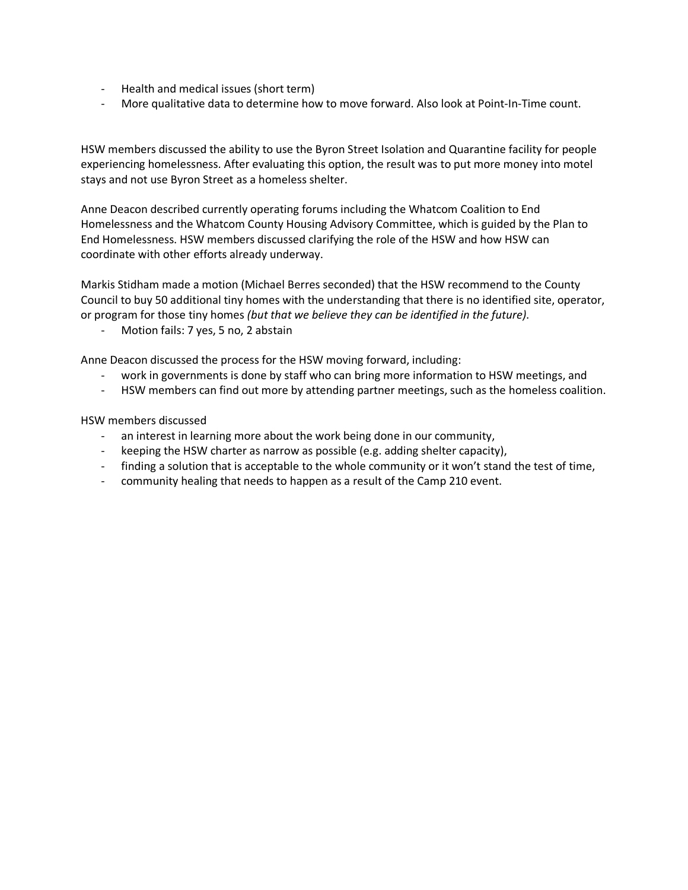- Health and medical issues (short term)
- More qualitative data to determine how to move forward. Also look at Point-In-Time count.

HSW members discussed the ability to use the Byron Street Isolation and Quarantine facility for people experiencing homelessness. After evaluating this option, the result was to put more money into motel stays and not use Byron Street as a homeless shelter.

Anne Deacon described currently operating forums including the Whatcom Coalition to End Homelessness and the Whatcom County Housing Advisory Committee, which is guided by the Plan to End Homelessness. HSW members discussed clarifying the role of the HSW and how HSW can coordinate with other efforts already underway.

Markis Stidham made a motion (Michael Berres seconded) that the HSW recommend to the County Council to buy 50 additional tiny homes with the understanding that there is no identified site, operator, or program for those tiny homes *(but that we believe they can be identified in the future)*.

- Motion fails: 7 yes, 5 no, 2 abstain

Anne Deacon discussed the process for the HSW moving forward, including:

- work in governments is done by staff who can bring more information to HSW meetings, and
- HSW members can find out more by attending partner meetings, such as the homeless coalition.

HSW members discussed

- an interest in learning more about the work being done in our community,
- keeping the HSW charter as narrow as possible (e.g. adding shelter capacity),
- finding a solution that is acceptable to the whole community or it won't stand the test of time,
- community healing that needs to happen as a result of the Camp 210 event.